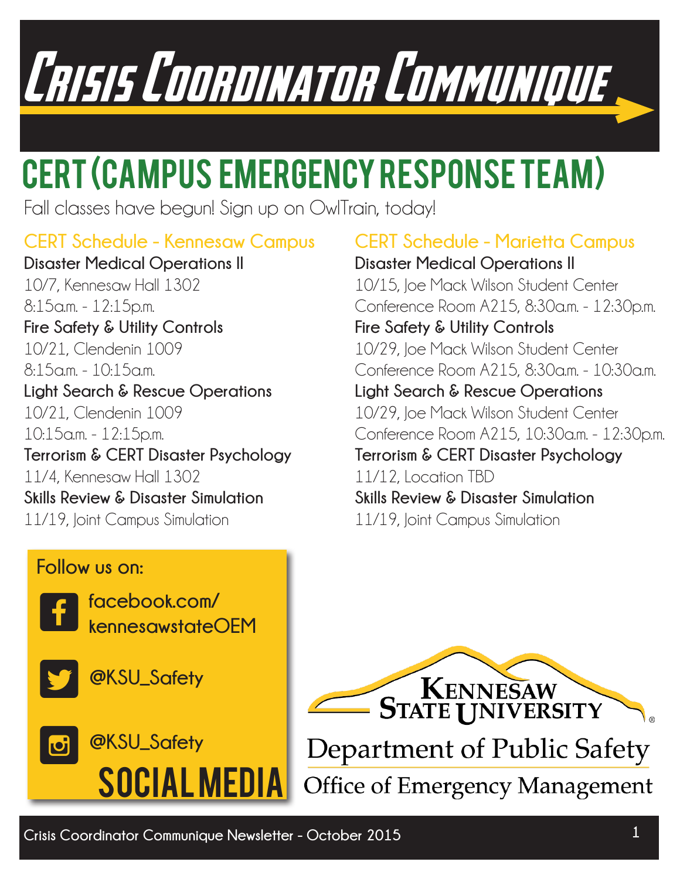# Crisis Coordinator Communique

## CERT (Campus Emergency Response Team)

Fall classes have begun! Sign up on OwlTrain, today!

### CERT Schedule - Kennesaw Campus

**Disaster Medical Operations II**
10/7, Kennesaw Hall 1302
8:15a.m. - 12:15p.m.

**Fire Safety & Utility Controls**
10/21, Clendenin 1009
8:15a.m. - 10:15a.m.

**Light Search & Rescue Operations**
10/21, Clendenin 1009
10:15a.m. - 12:15p.m.

**Terrorism & CERT Disaster Psychology**
11/4, Kennesaw Hall 1302

**Skills Review & Disaster Simulation**
11/19, Joint Campus Simulation

### CERT Schedule - Marietta Campus

**Disaster Medical Operations II**
10/15, Joe Mack Wilson Student Center
Conference Room A215, 8:30a.m. - 12:30p.m.

**Fire Safety & Utility Controls**
10/29, Joe Mack Wilson Student Center
Conference Room A215, 8:30a.m. - 10:30a.m.

**Light Search & Rescue Operations**
10/29, Joe Mack Wilson Student Center
Conference Room A215, 10:30a.m. - 12:30p.m.

**Terrorism & CERT Disaster Psychology**
11/12, Location TBD

**Skills Review & Disaster Simulation**
11/19, Joint Campus Simulation

## Social Media

Follow us on:

- facebook.com/kennesawstateOEM
- @KSU_Safety
- @KSU_Safety

Kennesaw State University
Department of Public Safety
Office of Emergency Management

Crisis Coordinator Communique Newsletter - October 2015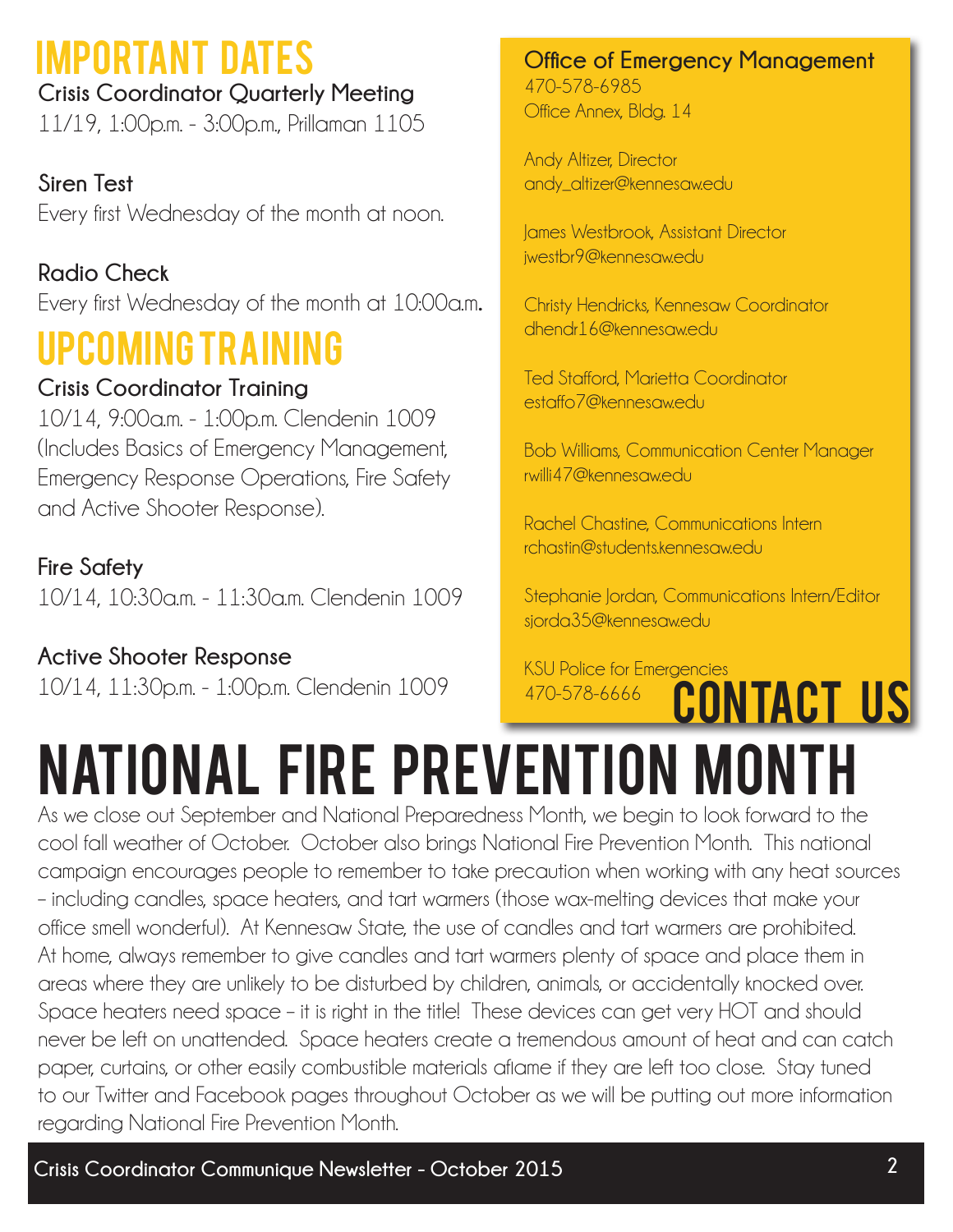# IMPORTANT DATES

**Crisis Coordinator Quarterly Meeting**
11/19, 1:00p.m. - 3:00p.m., Prillaman 1105

**Siren Test**
Every first Wednesday of the month at noon.

**Radio Check**
Every first Wednesday of the month at 10:00a.m.

# UPCOMING TRAINING

**Crisis Coordinator Training**
10/14, 9:00a.m. - 1:00p.m. Clendenin 1009
(Includes Basics of Emergency Management, Emergency Response Operations, Fire Safety and Active Shooter Response).

**Fire Safety**
10/14, 10:30a.m. - 11:30a.m. Clendenin 1009

**Active Shooter Response**
10/14, 11:30p.m. - 1:00p.m. Clendenin 1009

# CONTACT US

**Office of Emergency Management**
470-578-6985
Office Annex, Bldg. 14

Andy Altizer, Director
andy_altizer@kennesaw.edu

James Westbrook, Assistant Director
jwestbr9@kennesaw.edu

Christy Hendricks, Kennesaw Coordinator
dhendr16@kennesaw.edu

Ted Stafford, Marietta Coordinator
estaffo7@kennesaw.edu

Bob Williams, Communication Center Manager
rwilli47@kennesaw.edu

Rachel Chastine, Communications Intern
rchastin@students.kennesaw.edu

Stephanie Jordan, Communications Intern/Editor
sjorda35@kennesaw.edu

KSU Police for Emergencies
470-578-6666

# NATIONAL FIRE PREVENTION MONTH

As we close out September and National Preparedness Month, we begin to look forward to the cool fall weather of October. October also brings National Fire Prevention Month. This national campaign encourages people to remember to take precaution when working with any heat sources – including candles, space heaters, and tart warmers (those wax-melting devices that make your office smell wonderful). At Kennesaw State, the use of candles and tart warmers are prohibited. At home, always remember to give candles and tart warmers plenty of space and place them in areas where they are unlikely to be disturbed by children, animals, or accidentally knocked over. Space heaters need space – it is right in the title! These devices can get very HOT and should never be left on unattended. Space heaters create a tremendous amount of heat and can catch paper, curtains, or other easily combustible materials aflame if they are left too close. Stay tuned to our Twitter and Facebook pages throughout October as we will be putting out more information regarding National Fire Prevention Month.

Crisis Coordinator Communique Newsletter - October 2015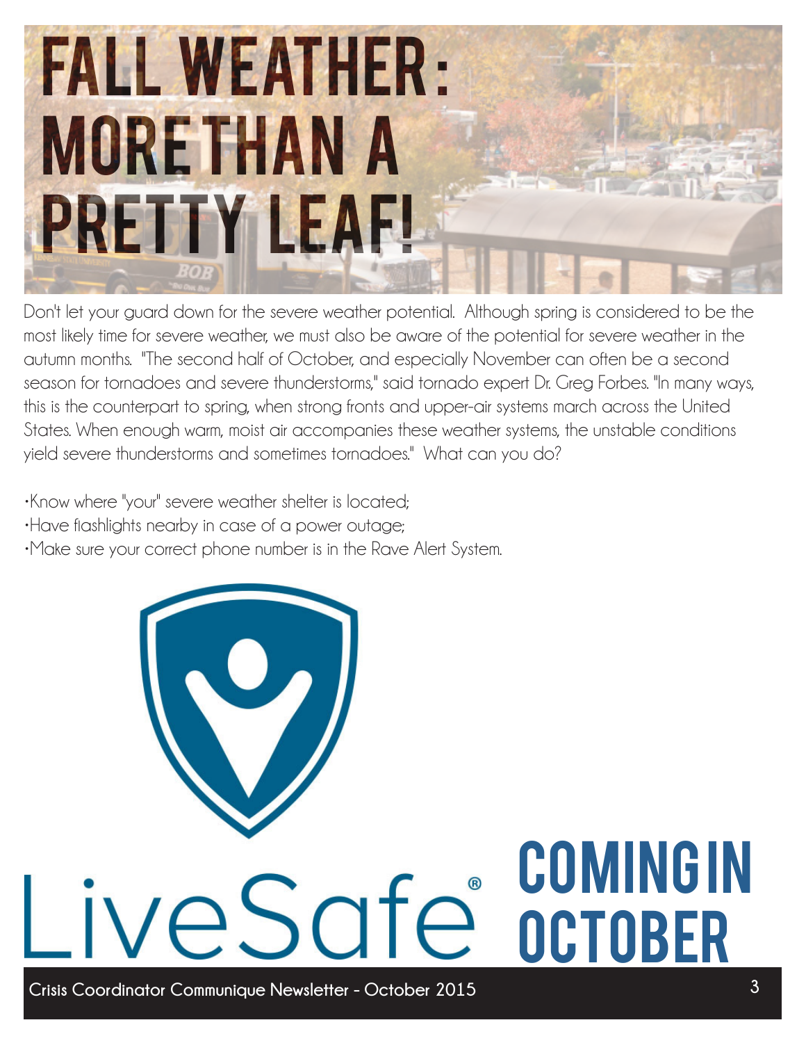# FALL WEATHER: MORE THAN A PRETTY LEAF!

Don't let your guard down for the severe weather potential. Although spring is considered to be the most likely time for severe weather, we must also be aware of the potential for severe weather in the autumn months. "The second half of October, and especially November can often be a second season for tornadoes and severe thunderstorms," said tornado expert Dr. Greg Forbes. "In many ways, this is the counterpart to spring, when strong fronts and upper-air systems march across the United States. When enough warm, moist air accompanies these weather systems, the unstable conditions yield severe thunderstorms and sometimes tornadoes." What can you do?

- Know where "your" severe weather shelter is located;
- Have flashlights nearby in case of a power outage;
- Make sure your correct phone number is in the Rave Alert System.

LiveSafe®

# COMING IN OCTOBER

Crisis Coordinator Communique Newsletter - October 2015